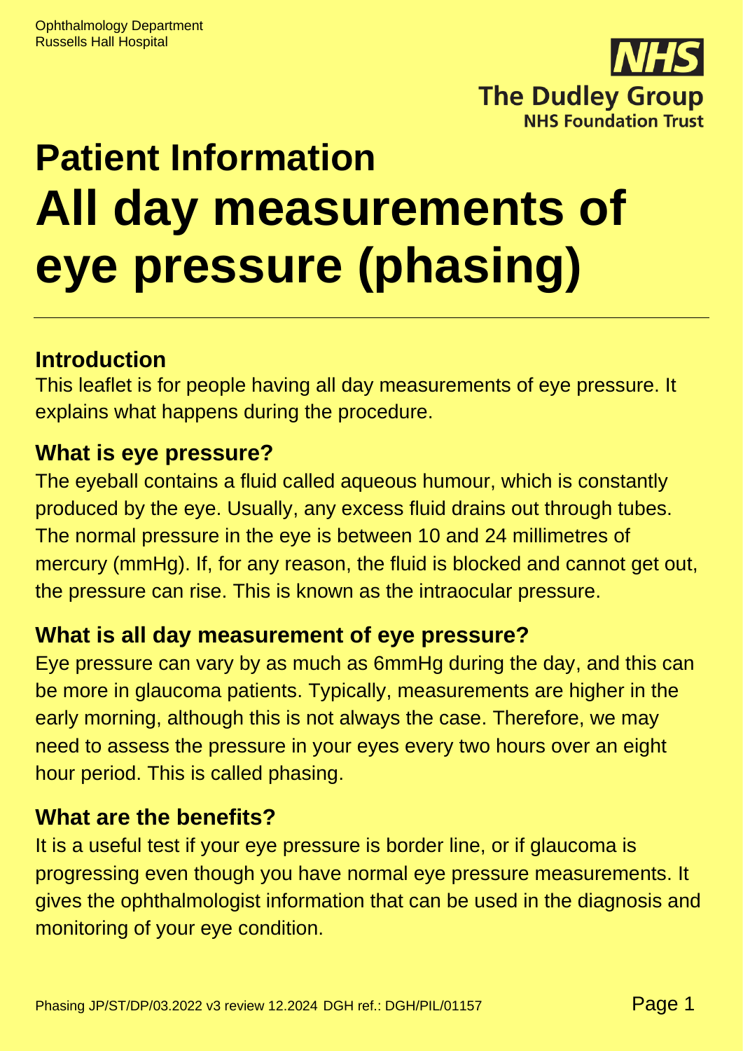Ophthalmology Department
Russells Hall Hospital

The Dudley Group
NHS Foundation Trust

# Patient Information
# All day measurements of eye pressure (phasing)

## Introduction

This leaflet is for people having all day measurements of eye pressure. It explains what happens during the procedure.

## What is eye pressure?

The eyeball contains a fluid called aqueous humour, which is constantly produced by the eye. Usually, any excess fluid drains out through tubes. The normal pressure in the eye is between 10 and 24 millimetres of mercury (mmHg). If, for any reason, the fluid is blocked and cannot get out, the pressure can rise. This is known as the intraocular pressure.

## What is all day measurement of eye pressure?

Eye pressure can vary by as much as 6mmHg during the day, and this can be more in glaucoma patients. Typically, measurements are higher in the early morning, although this is not always the case. Therefore, we may need to assess the pressure in your eyes every two hours over an eight hour period. This is called phasing.

## What are the benefits?

It is a useful test if your eye pressure is border line, or if glaucoma is progressing even though you have normal eye pressure measurements. It gives the ophthalmologist information that can be used in the diagnosis and monitoring of your eye condition.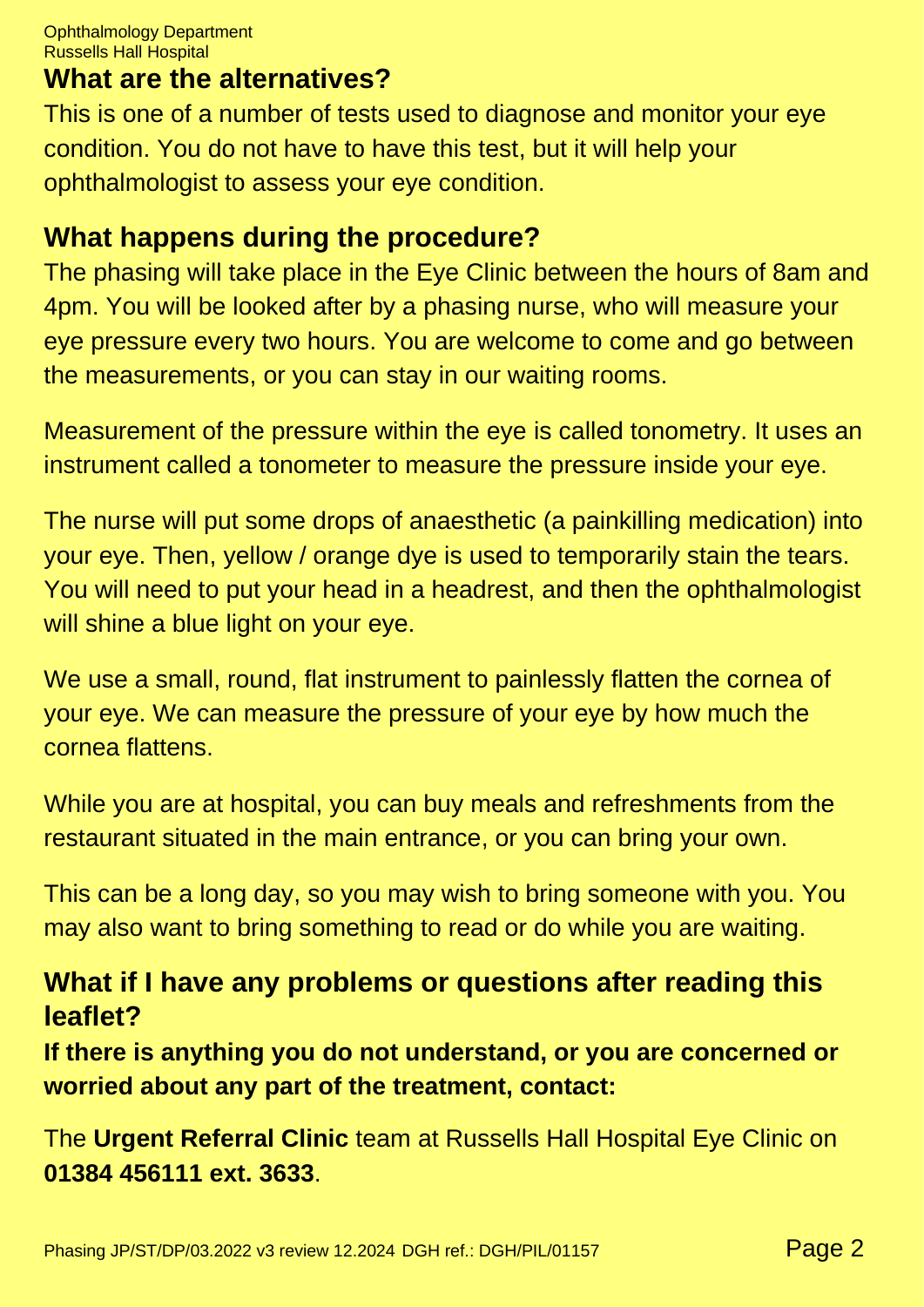## What are the alternatives?

This is one of a number of tests used to diagnose and monitor your eye condition. You do not have to have this test, but it will help your ophthalmologist to assess your eye condition.

## What happens during the procedure?

The phasing will take place in the Eye Clinic between the hours of 8am and 4pm. You will be looked after by a phasing nurse, who will measure your eye pressure every two hours. You are welcome to come and go between the measurements, or you can stay in our waiting rooms.

Measurement of the pressure within the eye is called tonometry. It uses an instrument called a tonometer to measure the pressure inside your eye.

The nurse will put some drops of anaesthetic (a painkilling medication) into your eye. Then, yellow / orange dye is used to temporarily stain the tears. You will need to put your head in a headrest, and then the ophthalmologist will shine a blue light on your eye.

We use a small, round, flat instrument to painlessly flatten the cornea of your eye. We can measure the pressure of your eye by how much the cornea flattens.

While you are at hospital, you can buy meals and refreshments from the restaurant situated in the main entrance, or you can bring your own.

This can be a long day, so you may wish to bring someone with you. You may also want to bring something to read or do while you are waiting.

## What if I have any problems or questions after reading this leaflet?

**If there is anything you do not understand, or you are concerned or worried about any part of the treatment, contact:**

The **Urgent Referral Clinic** team at Russells Hall Hospital Eye Clinic on **01384 456111 ext. 3633**.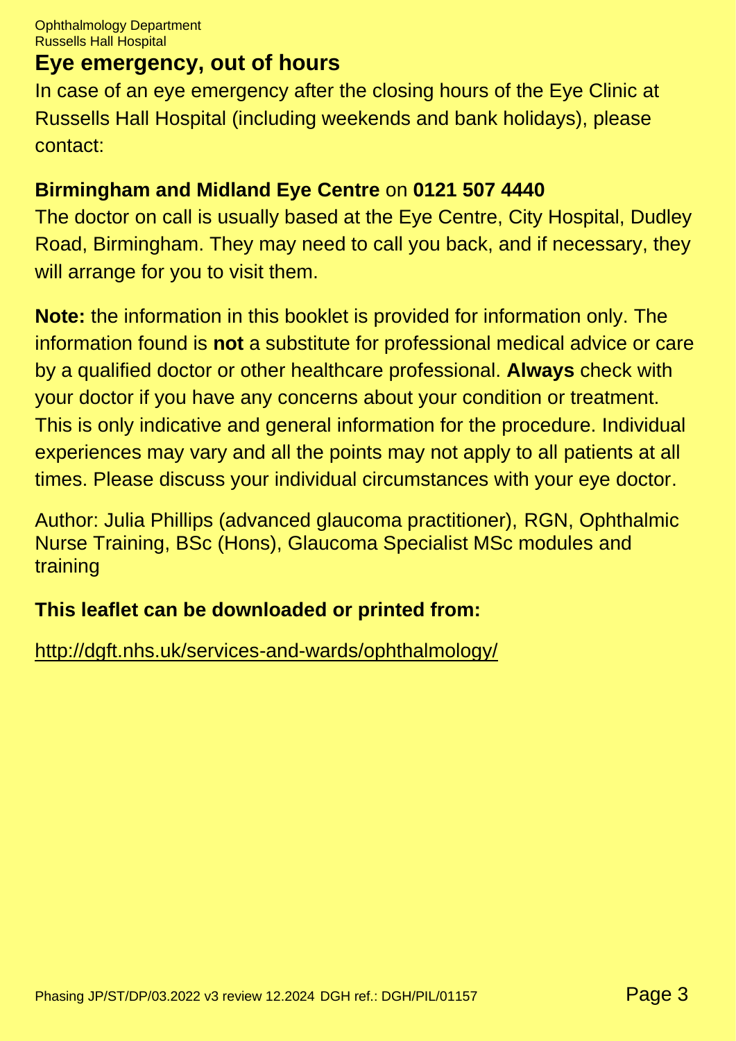## Eye emergency, out of hours

In case of an eye emergency after the closing hours of the Eye Clinic at Russells Hall Hospital (including weekends and bank holidays), please contact:

**Birmingham and Midland Eye Centre** on **0121 507 4440**
The doctor on call is usually based at the Eye Centre, City Hospital, Dudley Road, Birmingham. They may need to call you back, and if necessary, they will arrange for you to visit them.

**Note:** the information in this booklet is provided for information only. The information found is **not** a substitute for professional medical advice or care by a qualified doctor or other healthcare professional. **Always** check with your doctor if you have any concerns about your condition or treatment. This is only indicative and general information for the procedure. Individual experiences may vary and all the points may not apply to all patients at all times. Please discuss your individual circumstances with your eye doctor.

Author: Julia Phillips (advanced glaucoma practitioner), RGN, Ophthalmic Nurse Training, BSc (Hons), Glaucoma Specialist MSc modules and training

**This leaflet can be downloaded or printed from:**

http://dgft.nhs.uk/services-and-wards/ophthalmology/

Phasing JP/ST/DP/03.2022 v3 review 12.2024 DGH ref.: DGH/PIL/01157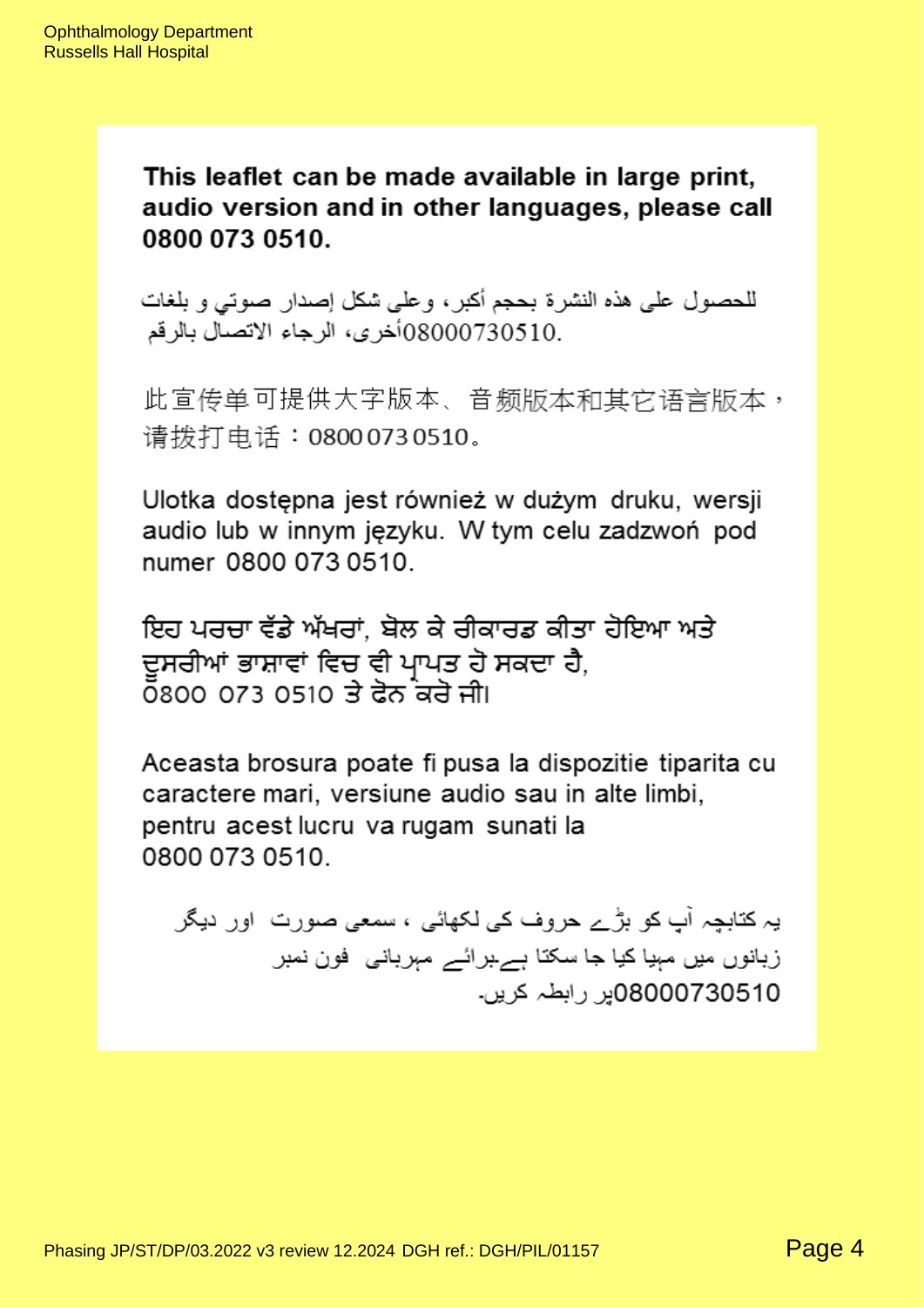**This leaflet can be made available in large print, audio version and in other languages, please call 0800 073 0510.**

للحصول على هذه النشرة بحجم أكبر، وعلى شكل إصدار صوتي و بلغات أخرى، الرجاء الاتصال بالرقم 08000730510.

此宣传单可提供大字版本、音频版本和其它语言版本，请拨打电话：0800 073 0510。

Ulotka dostępna jest również w dużym druku, wersji audio lub w innym języku. W tym celu zadzwoń pod numer 0800 073 0510.

ਇਹ ਪਰਚਾ ਵੱਡੇ ਅੱਖਰਾਂ, ਬੋਲ ਕੇ ਰੀਕਾਰਡ ਕੀਤਾ ਹੋਇਆ ਅਤੇ ਦੂਸਰੀਆਂ ਭਾਸ਼ਾਵਾਂ ਵਿਚ ਵੀ ਪ੍ਰਾਪਤ ਹੋ ਸਕਦਾ ਹੈ, 0800 073 0510 ਤੇ ਫੋਨ ਕਰੋ ਜੀ।

Aceasta brosura poate fi pusa la dispozitie tiparita cu caractere mari, versiune audio sau in alte limbi, pentru acest lucru va rugam sunati la 0800 073 0510.

یہ کتابچہ آپ کو بڑے حروف کی لکھائی ، سمعی صورت اور دیگر زبانوں میں مہیا کیا جا سکتا ہے۔برائے مہربانی فون نمبر 08000730510 پر رابطہ کریں۔

Phasing JP/ST/DP/03.2022 v3 review 12.2024 DGH ref.: DGH/PIL/01157